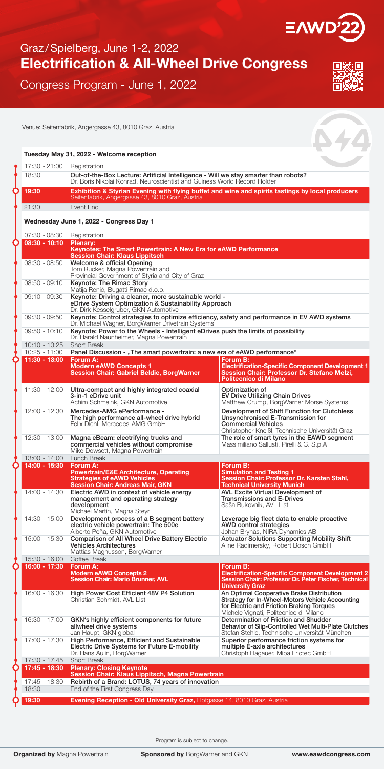# Graz/Spielberg, June 1-2, 2022

## Electrification & All-Wheel Drive Congress

Congress Program - June 1, 2022

Venue: Seifenfabrik, Angergasse 43, 8010 Graz, Austria

### Tuesday May 31, 2022 - Welcome reception

| Time | Program |
|---|---|
| 17:30 - 21:00 | Registration |
| 18:30 | **Out-of-the-Box Lecture: Artificial Intelligence - Will we stay smarter than robots?** Dr. Boris Nikolai Konrad, Neuroscientist and Guiness World Record Holder |
| **19:30** | **Exhibition & Styrian Evening with flying buffet and wine and spirits tastings by local producers** Seifenfabrik, Angergasse 43, 8010 Graz, Austria |
| 21:30 | Event End |

### Wednesday June 1, 2022 - Congress Day 1

| Time | Program |
|---|---|
| 07:30 - 08:30 | Registration |
| **08:30 - 10:10** | **Plenary: Keynotes: The Smart Powertrain: A New Era for eAWD Performance** **Session Chair: Klaus Lippitsch** |
| 08:30 - 08:50 | **Welcome & official Opening** Tom Rucker, Magna Powertrain and Provincial Government of Styria and City of Graz |
| 08:50 - 09:10 | **Keynote: The Rimac Story** Matija Renić, Bugatti Rimac d.o.o. |
| 09:10 - 09:30 | **Keynote: Driving a cleaner, more sustainable world - eDrive System Optimization & Sustainability Approach** Dr. Dirk Kesselgruber, GKN Automotive |
| 09:30 - 09:50 | **Keynote: Control strategies to optimize efficiency, safety and performance in EV AWD systems** Dr. Michael Wagner, BorgWarner Drivetrain Systems |
| 09:50 - 10:10 | **Keynote: Power to the Wheels - Intelligent eDrives push the limits of possibility** Dr. Harald Naunheimer, Magna Powertrain |
| 10:10 - 10:25 | Short Break |
| 10:25 - 11:00 | **Panel Discussion - „The smart powertrain: a new era of eAWD performance"** |

| Time | Forum A | Forum B |
|---|---|---|
| **11:30 - 13:00** | **Forum A: Modern eAWD Concepts 1** **Session Chair: Gabriel Beldie, BorgWarner** | **Forum B: Electrification-Specific Component Development 1** **Session Chair: Professor Dr. Stefano Melzi, Politecnico di Milano** |
| 11:30 - 12:00 | **Ultra-compact and highly integrated coaxial 3-in-1 eDrive unit** Achim Schmeink, GKN Automotive | **Optimization of EV Drive Utilizing Chain Drives** Matthew Crump, BorgWarner Morse Systems |
| 12:00 - 12:30 | **Mercedes-AMG ePerformance - The high performance all-wheel drive hybrid** Felix Diehl, Mercedes-AMG GmbH | **Development of Shift Function for Clutchless Unsynchronised E-Transmission for Commercial Vehicles** Christopher Kneißl, Technische Universität Graz |
| 12:30 - 13:00 | **Magna eBeam: electrifying trucks and commercial vehicles without compromise** Mike Dowsett, Magna Powertrain | **The role of smart tyres in the EAWD segment** Massimiliano Sallusti, Pirelli & C. S.p.A |
| 13:00 - 14:00 | Lunch Break | |
| **14:00 - 15:30** | **Forum A: Powertrain/E&E Architecture, Operating Strategies of eAWD Vehicles** **Session Chair: Andreas Mair, GKN** | **Forum B: Simulation and Testing 1** **Session Chair: Professor Dr. Karsten Stahl, Technical University Munich** |
| 14:00 - 14:30 | **Electric AWD in context of vehicle energy management and operating strategy development** Michael Martin, Magna Steyr | **AVL Excite Virtual Development of Transmissions and E-Drives** Saša Bukovnik, AVL List |
| 14:30 - 15:00 | **Development process of a B segment battery electric vehicle powertrain: The 500e** Alberto Peña, GKN Automotive | **Leverage big fleet data to enable proactive AWD control strategies** Johan Brynås, NIRA Dynamics AB |
| 15:00 - 15:30 | **Comparison of All Wheel Drive Battery Electric Vehicles Architectures** Mattias Magnusson, BorgWarner | **Actuator Solutions Supporting Mobility Shift** Aline Radimersky, Robert Bosch GmbH |
| 15:30 - 16:00 | Coffee Break | |
| **16:00 - 17:30** | **Forum A: Modern eAWD Concepts 2** **Session Chair: Mario Brunner, AVL** | **Forum B: Electrification-Specific Component Development 2** **Session Chair: Professor Dr. Peter Fischer, Technical University Graz** |
| 16:00 - 16:30 | **High Power Cost Efficient 48V P4 Solution** Christian Schmidt, AVL List | **An Optimal Cooperative Brake Distribution Strategy for In-Wheel-Motors Vehicle Accounting for Electric and Friction Braking Torques** Michele Vignati, Politecnico di Milano |
| 16:30 - 17:00 | **GKN's highly efficient components for future allwheel drive systems** Jan Haupt, GKN global | **Determination of Friction and Shudder Behavior of Slip-Controlled Wet Multi-Plate Clutches** Stefan Stehle, Technische Universität München |
| 17:00 - 17:30 | **High Performance, Efficient and Sustainable Electric Drive Systems for Future E-mobility** Dr. Hans Aulin, BorgWarner | **Superior performance friction systems for multiple E-axle architectures** Christoph Hagauer, Miba Frictec GmbH |
| 17:30 - 17:45 | Short Break | |

| Time | Program |
|---|---|
| **17:45 - 18:30** | **Plenary: Closing Keynote** **Session Chair: Klaus Lippitsch, Magna Powertrain** |
| 17:45 - 18:30 | **Rebirth of a Brand: LOTUS, 74 years of innovation** |
| 18:30 | End of the First Congress Day |
| **19:30** | **Evening Reception - Old University Graz,** Hofgasse 14, 8010 Graz, Austria |

Program is subject to change.

**Organized by** Magna Powertrain **Sponsored by** BorgWarner and GKN www.eawdcongress.com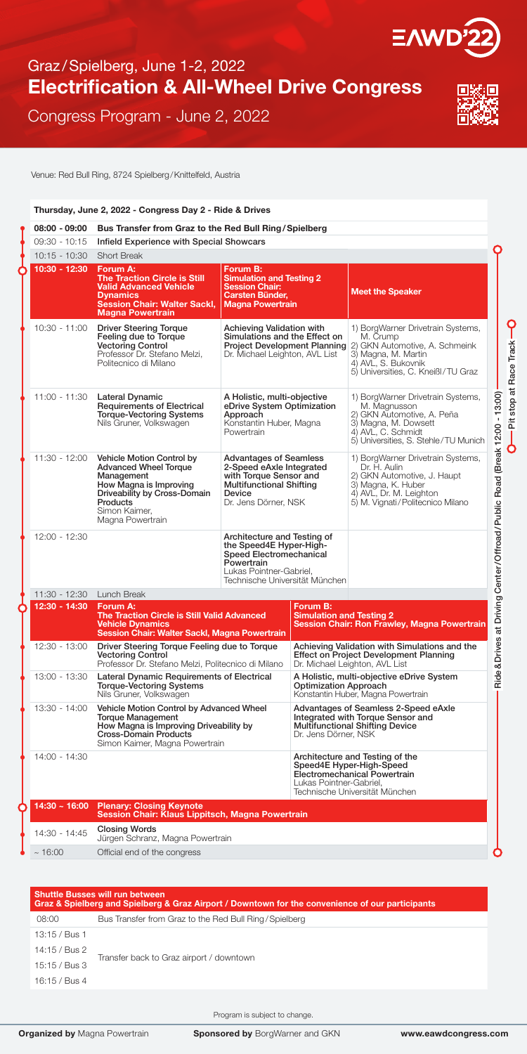# Graz/Spielberg, June 1-2, 2022

# Electrification & All-Wheel Drive Congress

## Congress Program - June 2, 2022

Venue: Red Bull Ring, 8724 Spielberg/Knittelfeld, Austria

### Thursday, June 2, 2022 - Congress Day 2 - Ride & Drives

| | | | |
|---|---|---|---|
| **08:00 - 09:00** | **Bus Transfer from Graz to the Red Bull Ring/Spielberg** | | |
| 09:30 - 10:15 | **Infield Experience with Special Showcars** | | |
| 10:15 - 10:30 | Short Break | | |
| **10:30 - 12:30** | **Forum A: The Traction Circle is Still Valid Advanced Vehicle Dynamics Session Chair: Walter Sackl, Magna Powertrain** | **Forum B: Simulation and Testing 2 Session Chair: Carsten Bünder, Magna Powertrain** | **Meet the Speaker** |
| 10:30 - 11:00 | **Driver Steering Torque Feeling due to Torque Vectoring Control** Professor Dr. Stefano Melzi, Politecnico di Milano | **Achieving Validation with Simulations and the Effect on Project Development Planning** Dr. Michael Leighton, AVL List | 1) BorgWarner Drivetrain Systems, M. Crump 2) GKN Automotive, A. Schmeink 3) Magna, M. Martin 4) AVL, S. Bukovnik 5) Universities, C. Kneißl/TU Graz |
| 11:00 - 11:30 | **Lateral Dynamic Requirements of Electrical Torque-Vectoring Systems** Nils Gruner, Volkswagen | **A Holistic, multi-objective eDrive System Optimization Approach** Konstantin Huber, Magna Powertrain | 1) BorgWarner Drivetrain Systems, M. Magnusson 2) GKN Automotive, A. Peña 3) Magna, M. Dowsett 4) AVL, C. Schmidt 5) Universities, S. Stehle/TU Munich |
| 11:30 - 12:00 | **Vehicle Motion Control by Advanced Wheel Torque Management How Magna is Improving Driveability by Cross-Domain Products** Simon Kaimer, Magna Powertrain | **Advantages of Seamless 2-Speed eAxle Integrated with Torque Sensor and Multifunctional Shifting Device** Dr. Jens Dörner, NSK | 1) BorgWarner Drivetrain Systems, Dr. H. Aulin 2) GKN Automotive, J. Haupt 3) Magna, K. Huber 4) AVL, Dr. M. Leighton 5) M. Vignati/Politecnico Milano |
| 12:00 - 12:30 | | **Architecture and Testing of the Speed4E Hyper-High-Speed Electromechanical Powertrain** Lukas Pointner-Gabriel, Technische Universität München | |
| 11:30 - 12:30 | Lunch Break | | |
| **12:30 - 14:30** | **Forum A: The Traction Circle is Still Valid Advanced Vehicle Dynamics Session Chair: Walter Sackl, Magna Powertrain** | **Forum B: Simulation and Testing 2 Session Chair: Ron Frawley, Magna Powertrain** | |
| 12:30 - 13:00 | **Driver Steering Torque Feeling due to Torque Vectoring Control** Professor Dr. Stefano Melzi, Politecnico di Milano | **Achieving Validation with Simulations and the Effect on Project Development Planning** Dr. Michael Leighton, AVL List | |
| 13:00 - 13:30 | **Lateral Dynamic Requirements of Electrical Torque-Vectoring Systems** Nils Gruner, Volkswagen | **A Holistic, multi-objective eDrive System Optimization Approach** Konstantin Huber, Magna Powertrain | |
| 13:30 - 14:00 | **Vehicle Motion Control by Advanced Wheel Torque Management How Magna is Improving Driveability by Cross-Domain Products** Simon Kaimer, Magna Powertrain | **Advantages of Seamless 2-Speed eAxle Integrated with Torque Sensor and Multifunctional Shifting Device** Dr. Jens Dörner, NSK | |
| 14:00 - 14:30 | | **Architecture and Testing of the Speed4E Hyper-High-Speed Electromechanical Powertrain** Lukas Pointner-Gabriel, Technische Universität München | |
| **14:30 ~ 16:00** | **Plenary: Closing Keynote Session Chair: Klaus Lippitsch, Magna Powertrain** | | |
| 14:30 - 14:45 | **Closing Words** Jürgen Schranz, Magna Powertrain | | |
| ~ 16:00 | Official end of the congress | | |

Ride & Drives at Driving Center/Offroad/Public Road (Break 12:00 - 13:00) — Pit stop at Race Track

### Shuttle Busses will run between Graz & Spielberg and Spielberg & Graz Airport / Downtown for the convenience of our participants

| | |
|---|---|
| 08:00 | Bus Transfer from Graz to the Red Bull Ring/Spielberg |
| 13:15 / Bus 1 | Transfer back to Graz airport / downtown |
| 14:15 / Bus 2 | |
| 15:15 / Bus 3 | |
| 16:15 / Bus 4 | |

Program is subject to change.

**Organized by** Magna Powertrain  **Sponsored by** BorgWarner and GKN  **www.eawdcongress.com**